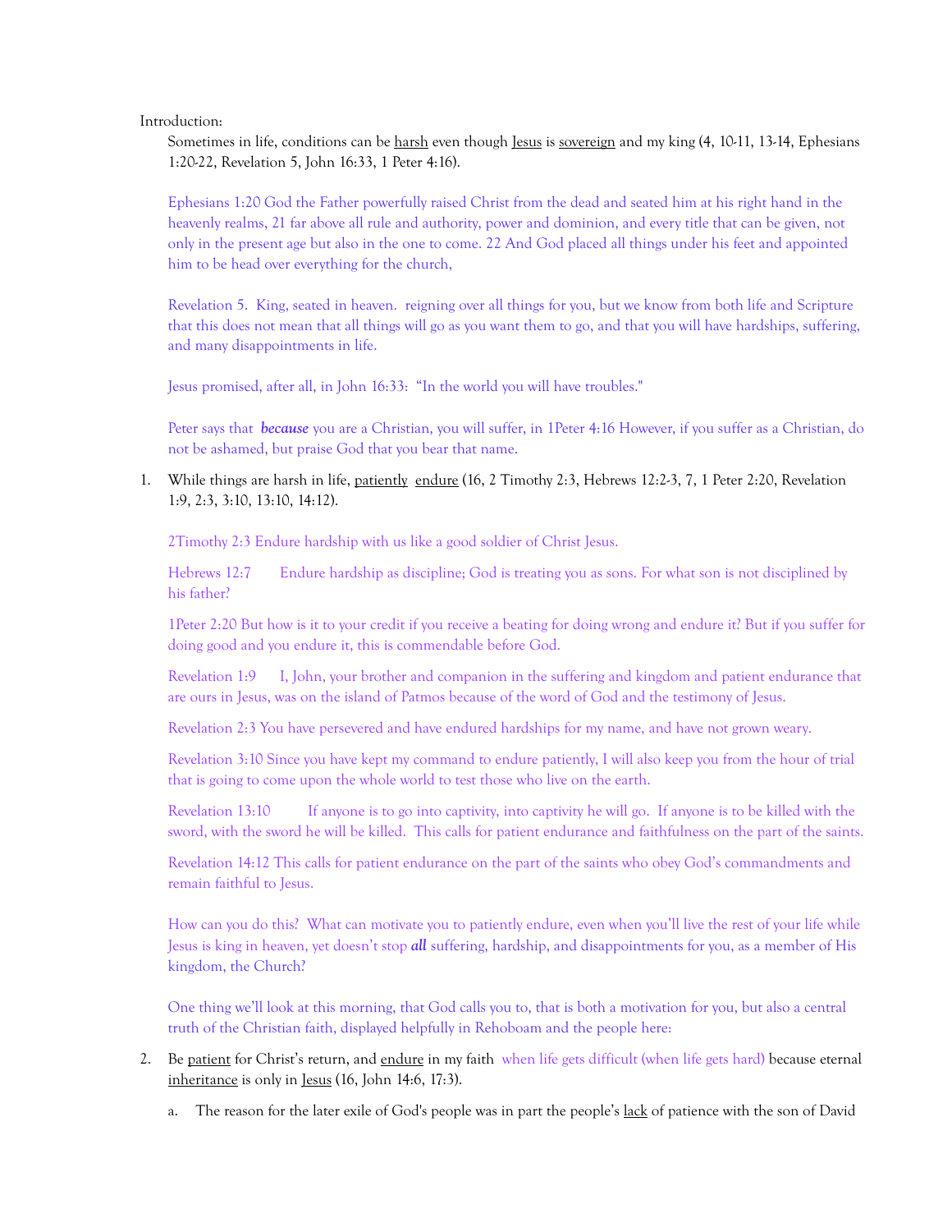Introduction:

Sometimes in life, conditions can be <u>harsh</u> even though <u>Jesus</u> is <u>sovereign</u> and my king (4, 10-11, 13-14, Ephesians 1:20-22, Revelation 5, John 16:33, 1 Peter 4:16).

Ephesians 1:20 God the Father powerfully raised Christ from the dead and seated him at his right hand in the heavenly realms, 21 far above all rule and authority, power and dominion, and every title that can be given, not only in the present age but also in the one to come. 22 And God placed all things under his feet and appointed him to be head over everything for the church,

Revelation 5. King, seated in heaven. reigning over all things for you, but we know from both life and Scripture that this does not mean that all things will go as you want them to go, and that you will have hardships, suffering, and many disappointments in life.

Jesus promised, after all, in John 16:33: "In the world you will have troubles."

Peter says that ***because*** you are a Christian, you will suffer, in 1Peter 4:16 However, if you suffer as a Christian, do not be ashamed, but praise God that you bear that name.

1. While things are harsh in life, <u>patiently</u> <u>endure</u> (16, 2 Timothy 2:3, Hebrews 12:2-3, 7, 1 Peter 2:20, Revelation 1:9, 2:3, 3:10, 13:10, 14:12).

   2Timothy 2:3 Endure hardship with us like a good soldier of Christ Jesus.

   Hebrews 12:7 Endure hardship as discipline; God is treating you as sons. For what son is not disciplined by his father?

   1Peter 2:20 But how is it to your credit if you receive a beating for doing wrong and endure it? But if you suffer for doing good and you endure it, this is commendable before God.

   Revelation 1:9 I, John, your brother and companion in the suffering and kingdom and patient endurance that are ours in Jesus, was on the island of Patmos because of the word of God and the testimony of Jesus.

   Revelation 2:3 You have persevered and have endured hardships for my name, and have not grown weary.

   Revelation 3:10 Since you have kept my command to endure patiently, I will also keep you from the hour of trial that is going to come upon the whole world to test those who live on the earth.

   Revelation 13:10 If anyone is to go into captivity, into captivity he will go. If anyone is to be killed with the sword, with the sword he will be killed. This calls for patient endurance and faithfulness on the part of the saints.

   Revelation 14:12 This calls for patient endurance on the part of the saints who obey God's commandments and remain faithful to Jesus.

   How can you do this? What can motivate you to patiently endure, even when you'll live the rest of your life while Jesus is king in heaven, yet doesn't stop ***all*** suffering, hardship, and disappointments for you, as a member of His kingdom, the Church?

   One thing we'll look at this morning, that God calls you to, that is both a motivation for you, but also a central truth of the Christian faith, displayed helpfully in Rehoboam and the people here:

2. Be <u>patient</u> for Christ's return, and <u>endure</u> in my faith when life gets difficult (when life gets hard) because eternal <u>inheritance</u> is only in <u>Jesus</u> (16, John 14:6, 17:3).

   a. The reason for the later exile of God's people was in part the people's <u>lack</u> of patience with the son of David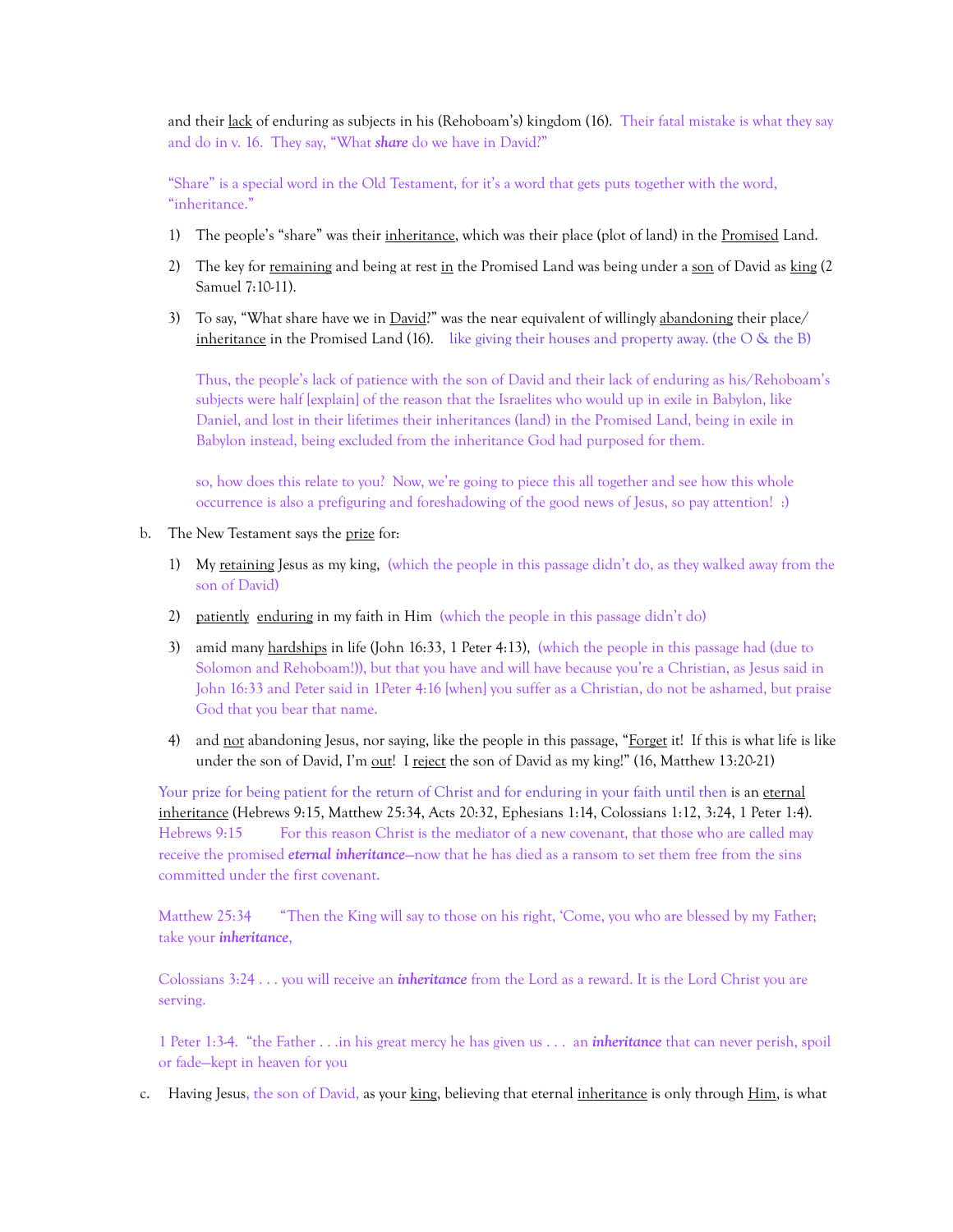and their lack of enduring as subjects in his (Rehoboam's) kingdom (16). Their fatal mistake is what they say and do in v. 16. They say, "What ***share*** do we have in David?"

"Share" is a special word in the Old Testament, for it's a word that gets puts together with the word, "inheritance."

1) The people's "share" was their inheritance, which was their place (plot of land) in the Promised Land.

2) The key for remaining and being at rest in the Promised Land was being under a son of David as king (2 Samuel 7:10-11).

3) To say, "What share have we in David?" was the near equivalent of willingly abandoning their place/inheritance in the Promised Land (16). like giving their houses and property away. (the O & the B)

   Thus, the people's lack of patience with the son of David and their lack of enduring as his/Rehoboam's subjects were half [explain] of the reason that the Israelites who would up in exile in Babylon, like Daniel, and lost in their lifetimes their inheritances (land) in the Promised Land, being in exile in Babylon instead, being excluded from the inheritance God had purposed for them.

   so, how does this relate to you? Now, we're going to piece this all together and see how this whole occurrence is also a prefiguring and foreshadowing of the good news of Jesus, so pay attention! :)

b. The New Testament says the prize for:

1) My retaining Jesus as my king, (which the people in this passage didn't do, as they walked away from the son of David)

2) patiently enduring in my faith in Him (which the people in this passage didn't do)

3) amid many hardships in life (John 16:33, 1 Peter 4:13), (which the people in this passage had (due to Solomon and Rehoboam!)), but that you have and will have because you're a Christian, as Jesus said in John 16:33 and Peter said in 1Peter 4:16 [when] you suffer as a Christian, do not be ashamed, but praise God that you bear that name.

4) and not abandoning Jesus, nor saying, like the people in this passage, "Forget it! If this is what life is like under the son of David, I'm out! I reject the son of David as my king!" (16, Matthew 13:20-21)

Your prize for being patient for the return of Christ and for enduring in your faith until then is an eternal inheritance (Hebrews 9:15, Matthew 25:34, Acts 20:32, Ephesians 1:14, Colossians 1:12, 3:24, 1 Peter 1:4).
Hebrews 9:15 For this reason Christ is the mediator of a new covenant, that those who are called may receive the promised ***eternal inheritance***—now that he has died as a ransom to set them free from the sins committed under the first covenant.

Matthew 25:34 "Then the King will say to those on his right, 'Come, you who are blessed by my Father; take your ***inheritance***,

Colossians 3:24 . . . you will receive an ***inheritance*** from the Lord as a reward. It is the Lord Christ you are serving.

1 Peter 1:3-4. "the Father . . .in his great mercy he has given us . . . an ***inheritance*** that can never perish, spoil or fade—kept in heaven for you

c. Having Jesus, the son of David, as your king, believing that eternal inheritance is only through Him, is what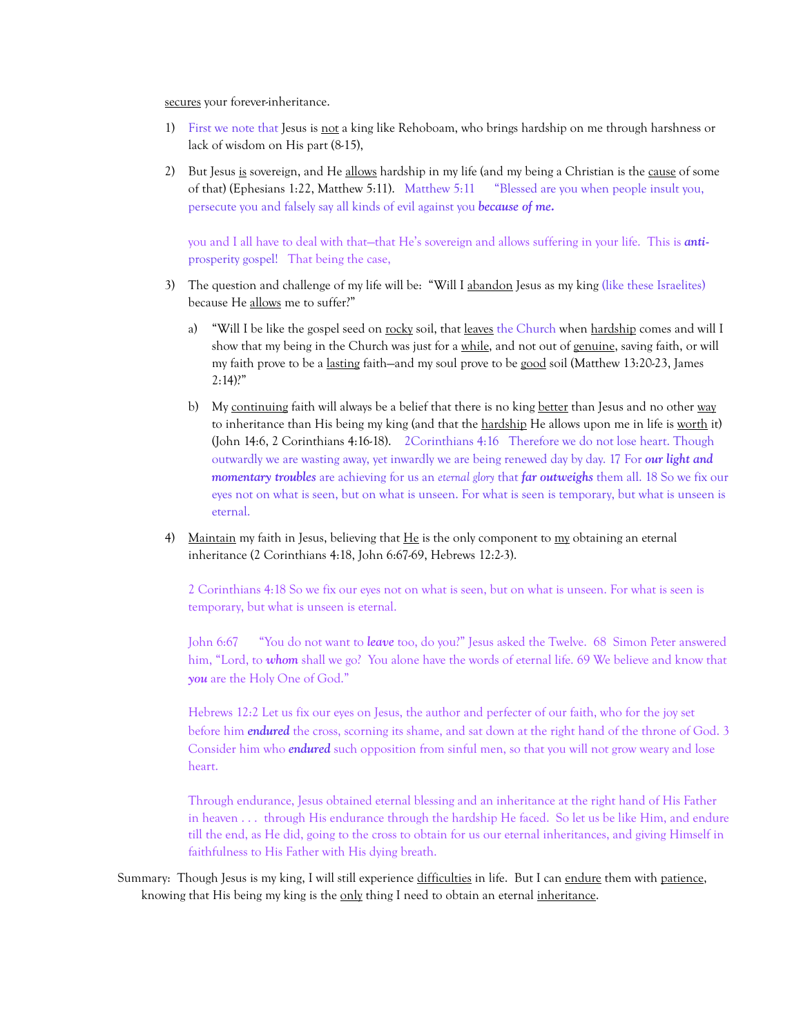secures your forever-inheritance.

1) First we note that Jesus is not a king like Rehoboam, who brings hardship on me through harshness or lack of wisdom on His part (8-15),

2) But Jesus is sovereign, and He allows hardship in my life (and my being a Christian is the cause of some of that) (Ephesians 1:22, Matthew 5:11). Matthew 5:11 "Blessed are you when people insult you, persecute you and falsely say all kinds of evil against you ***because of me.***

   you and I all have to deal with that—that He's sovereign and allows suffering in your life. This is ***anti***-prosperity gospel! That being the case,

3) The question and challenge of my life will be: "Will I abandon Jesus as my king (like these Israelites) because He allows me to suffer?"

   a) "Will I be like the gospel seed on rocky soil, that leaves the Church when hardship comes and will I show that my being in the Church was just for a while, and not out of genuine, saving faith, or will my faith prove to be a lasting faith—and my soul prove to be good soil (Matthew 13:20-23, James 2:14)?"

   b) My continuing faith will always be a belief that there is no king better than Jesus and no other way to inheritance than His being my king (and that the hardship He allows upon me in life is worth it) (John 14:6, 2 Corinthians 4:16-18). 2Corinthians 4:16 Therefore we do not lose heart. Though outwardly we are wasting away, yet inwardly we are being renewed day by day. 17 For ***our light and momentary troubles*** are achieving for us an *eternal glory* that ***far outweighs*** them all. 18 So we fix our eyes not on what is seen, but on what is unseen. For what is seen is temporary, but what is unseen is eternal.

4) Maintain my faith in Jesus, believing that He is the only component to my obtaining an eternal inheritance (2 Corinthians 4:18, John 6:67-69, Hebrews 12:2-3).

   2 Corinthians 4:18 So we fix our eyes not on what is seen, but on what is unseen. For what is seen is temporary, but what is unseen is eternal.

   John 6:67 "You do not want to ***leave*** too, do you?" Jesus asked the Twelve. 68 Simon Peter answered him, "Lord, to ***whom*** shall we go? You alone have the words of eternal life. 69 We believe and know that ***you*** are the Holy One of God."

   Hebrews 12:2 Let us fix our eyes on Jesus, the author and perfecter of our faith, who for the joy set before him ***endured*** the cross, scorning its shame, and sat down at the right hand of the throne of God. 3 Consider him who ***endured*** such opposition from sinful men, so that you will not grow weary and lose heart.

   Through endurance, Jesus obtained eternal blessing and an inheritance at the right hand of His Father in heaven . . . through His endurance through the hardship He faced. So let us be like Him, and endure till the end, as He did, going to the cross to obtain for us our eternal inheritances, and giving Himself in faithfulness to His Father with His dying breath.

Summary: Though Jesus is my king, I will still experience difficulties in life. But I can endure them with patience, knowing that His being my king is the only thing I need to obtain an eternal inheritance.